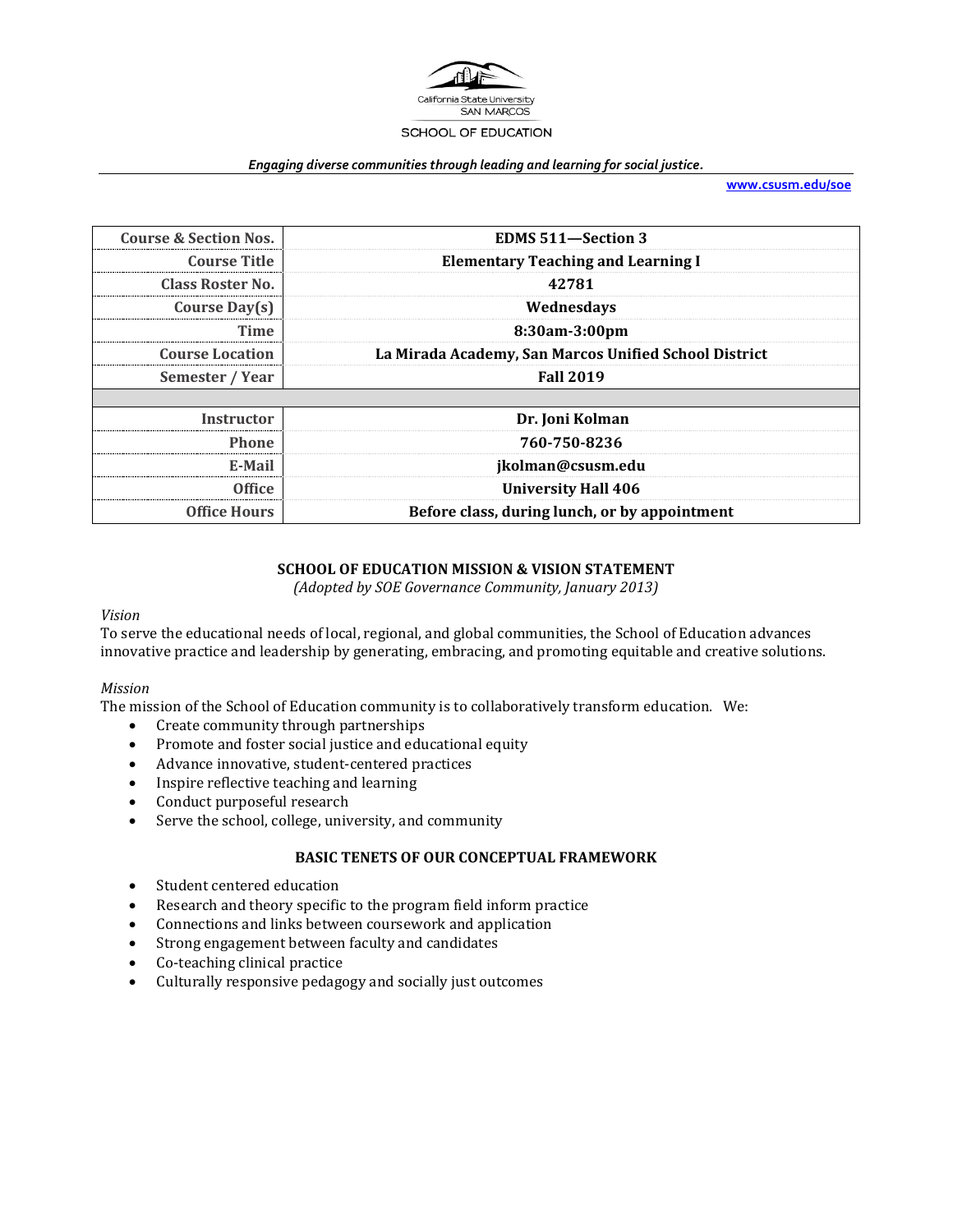California State University SAN MARCOS

SCHOOL OF EDUCATION

*Engaging diverse communities through leading and learning for social justice.*

**www.csusm.edu/soe**

| | |
|---|---|
| **Course & Section Nos.** | **EDMS 511—Section 3** |
| **Course Title** | **Elementary Teaching and Learning I** |
| **Class Roster No.** | **42781** |
| **Course Day(s)** | **Wednesdays** |
| **Time** | **8:30am-3:00pm** |
| **Course Location** | **La Mirada Academy, San Marcos Unified School District** |
| **Semester / Year** | **Fall 2019** |
| | |
| **Instructor** | **Dr. Joni Kolman** |
| **Phone** | **760-750-8236** |
| **E-Mail** | **jkolman@csusm.edu** |
| **Office** | **University Hall 406** |
| **Office Hours** | **Before class, during lunch, or by appointment** |

## SCHOOL OF EDUCATION MISSION & VISION STATEMENT

*(Adopted by SOE Governance Community, January 2013)*

*Vision*

To serve the educational needs of local, regional, and global communities, the School of Education advances innovative practice and leadership by generating, embracing, and promoting equitable and creative solutions.

*Mission*

The mission of the School of Education community is to collaboratively transform education. We:

- Create community through partnerships
- Promote and foster social justice and educational equity
- Advance innovative, student-centered practices
- Inspire reflective teaching and learning
- Conduct purposeful research
- Serve the school, college, university, and community

## BASIC TENETS OF OUR CONCEPTUAL FRAMEWORK

- Student centered education
- Research and theory specific to the program field inform practice
- Connections and links between coursework and application
- Strong engagement between faculty and candidates
- Co-teaching clinical practice
- Culturally responsive pedagogy and socially just outcomes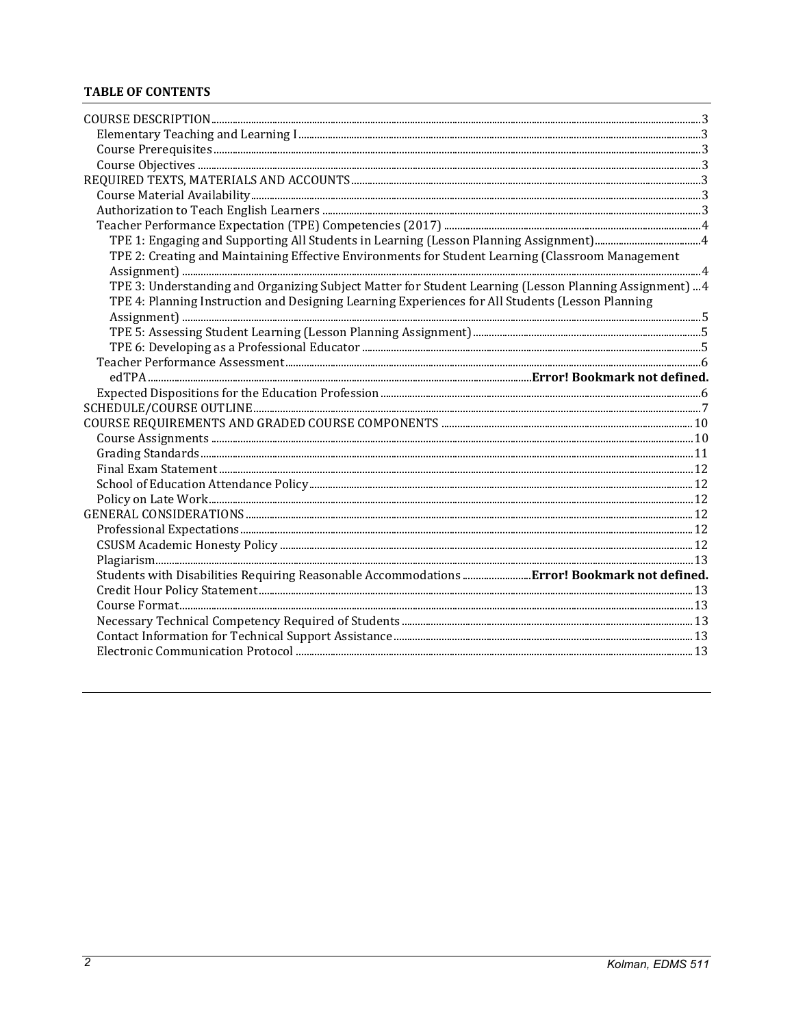**TABLE OF CONTENTS**

COURSE DESCRIPTION ........ 3
- Elementary Teaching and Learning I ........ 3
- Course Prerequisites ........ 3
- Course Objectives ........ 3

REQUIRED TEXTS, MATERIALS AND ACCOUNTS ........ 3
- Course Material Availability ........ 3
- Authorization to Teach English Learners ........ 3
- Teacher Performance Expectation (TPE) Competencies (2017) ........ 4
  - TPE 1: Engaging and Supporting All Students in Learning (Lesson Planning Assignment) ........ 4
  - TPE 2: Creating and Maintaining Effective Environments for Student Learning (Classroom Management Assignment) ........ 4
  - TPE 3: Understanding and Organizing Subject Matter for Student Learning (Lesson Planning Assignment) ........ 4
  - TPE 4: Planning Instruction and Designing Learning Experiences for All Students (Lesson Planning Assignment) ........ 5
  - TPE 5: Assessing Student Learning (Lesson Planning Assignment) ........ 5
  - TPE 6: Developing as a Professional Educator ........ 5
- Teacher Performance Assessment ........ 6
  - edTPA ........ **Error! Bookmark not defined.**
- Expected Dispositions for the Education Profession ........ 6

SCHEDULE/COURSE OUTLINE ........ 7

COURSE REQUIREMENTS AND GRADED COURSE COMPONENTS ........ 10
- Course Assignments ........ 10
- Grading Standards ........ 11
- Final Exam Statement ........ 12
- School of Education Attendance Policy ........ 12
- Policy on Late Work ........ 12

GENERAL CONSIDERATIONS ........ 12
- Professional Expectations ........ 12
- CSUSM Academic Honesty Policy ........ 12
- Plagiarism ........ 13
- Students with Disabilities Requiring Reasonable Accommodations ........ **Error! Bookmark not defined.**
- Credit Hour Policy Statement ........ 13
- Course Format ........ 13
- Necessary Technical Competency Required of Students ........ 13
- Contact Information for Technical Support Assistance ........ 13
- Electronic Communication Protocol ........ 13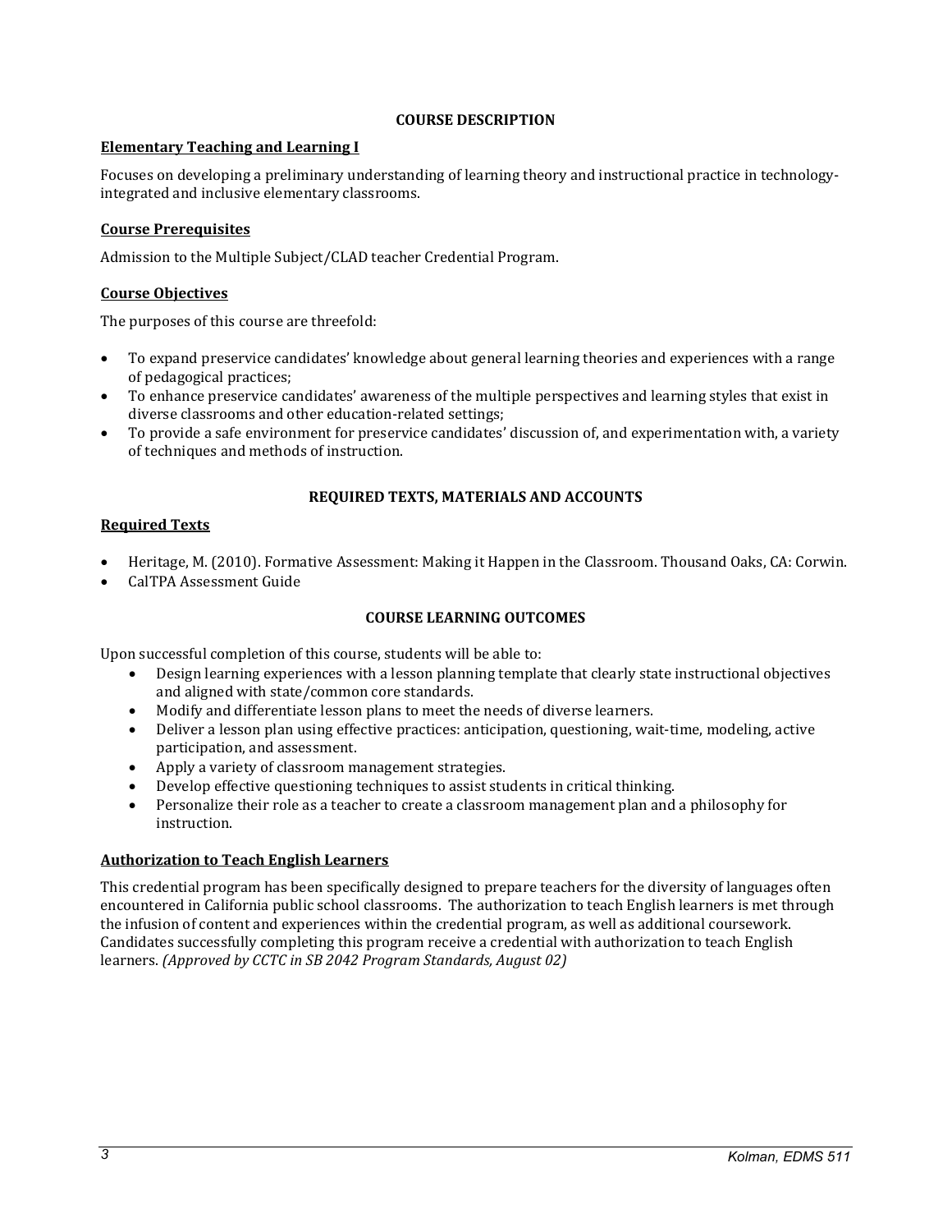## COURSE DESCRIPTION

### Elementary Teaching and Learning I

Focuses on developing a preliminary understanding of learning theory and instructional practice in technology-integrated and inclusive elementary classrooms.

### Course Prerequisites

Admission to the Multiple Subject/CLAD teacher Credential Program.

### Course Objectives

The purposes of this course are threefold:

- To expand preservice candidates' knowledge about general learning theories and experiences with a range of pedagogical practices;
- To enhance preservice candidates' awareness of the multiple perspectives and learning styles that exist in diverse classrooms and other education-related settings;
- To provide a safe environment for preservice candidates' discussion of, and experimentation with, a variety of techniques and methods of instruction.

## REQUIRED TEXTS, MATERIALS AND ACCOUNTS

### Required Texts

- Heritage, M. (2010). Formative Assessment: Making it Happen in the Classroom. Thousand Oaks, CA: Corwin.
- CalTPA Assessment Guide

## COURSE LEARNING OUTCOMES

Upon successful completion of this course, students will be able to:

- Design learning experiences with a lesson planning template that clearly state instructional objectives and aligned with state/common core standards.
- Modify and differentiate lesson plans to meet the needs of diverse learners.
- Deliver a lesson plan using effective practices: anticipation, questioning, wait-time, modeling, active participation, and assessment.
- Apply a variety of classroom management strategies.
- Develop effective questioning techniques to assist students in critical thinking.
- Personalize their role as a teacher to create a classroom management plan and a philosophy for instruction.

### Authorization to Teach English Learners

This credential program has been specifically designed to prepare teachers for the diversity of languages often encountered in California public school classrooms. The authorization to teach English learners is met through the infusion of content and experiences within the credential program, as well as additional coursework. Candidates successfully completing this program receive a credential with authorization to teach English learners. *(Approved by CCTC in SB 2042 Program Standards, August 02)*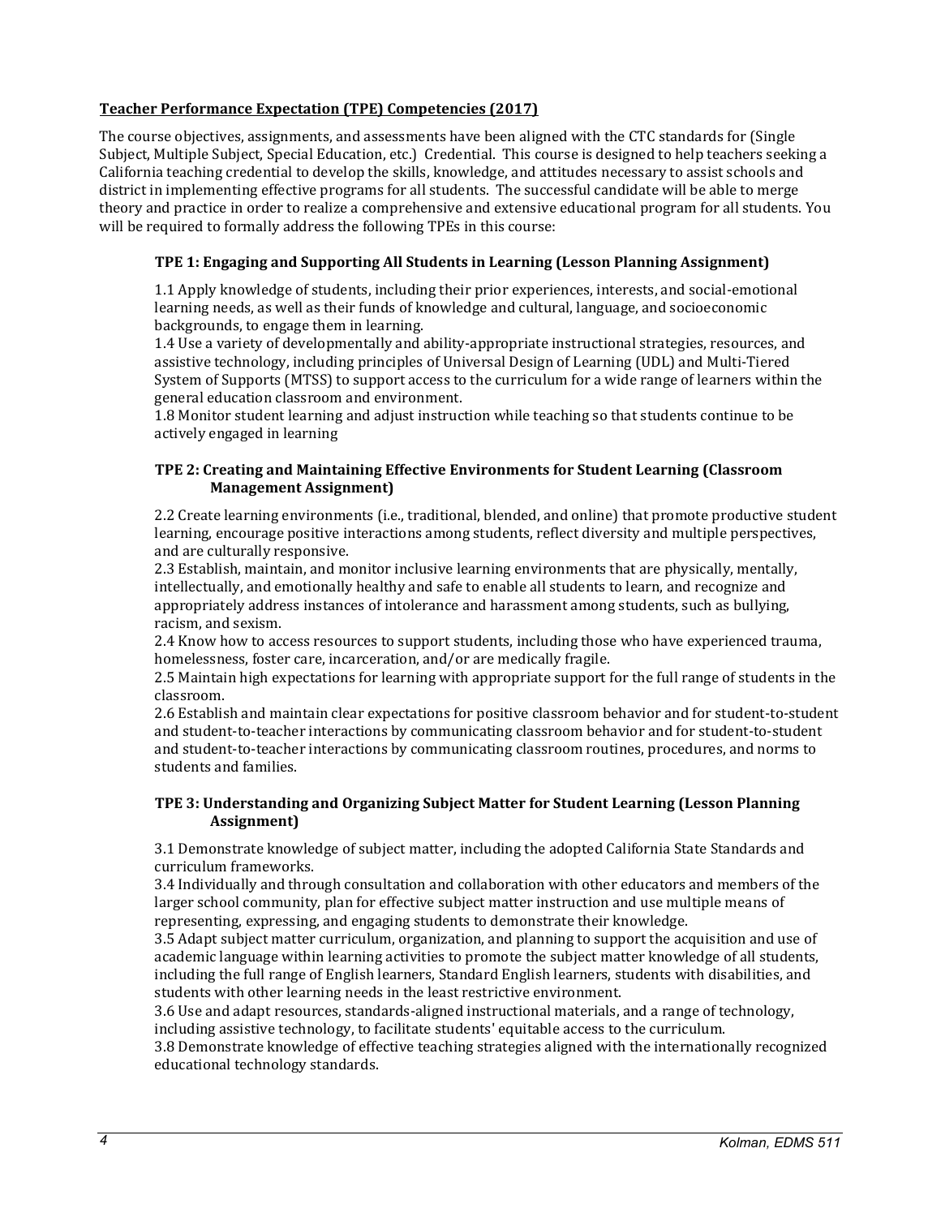**Teacher Performance Expectation (TPE) Competencies (2017)**

The course objectives, assignments, and assessments have been aligned with the CTC standards for (Single Subject, Multiple Subject, Special Education, etc.) Credential. This course is designed to help teachers seeking a California teaching credential to develop the skills, knowledge, and attitudes necessary to assist schools and district in implementing effective programs for all students. The successful candidate will be able to merge theory and practice in order to realize a comprehensive and extensive educational program for all students. You will be required to formally address the following TPEs in this course:

**TPE 1: Engaging and Supporting All Students in Learning (Lesson Planning Assignment)**

1.1 Apply knowledge of students, including their prior experiences, interests, and social-emotional learning needs, as well as their funds of knowledge and cultural, language, and socioeconomic backgrounds, to engage them in learning.
1.4 Use a variety of developmentally and ability-appropriate instructional strategies, resources, and assistive technology, including principles of Universal Design of Learning (UDL) and Multi-Tiered System of Supports (MTSS) to support access to the curriculum for a wide range of learners within the general education classroom and environment.
1.8 Monitor student learning and adjust instruction while teaching so that students continue to be actively engaged in learning

**TPE 2: Creating and Maintaining Effective Environments for Student Learning (Classroom Management Assignment)**

2.2 Create learning environments (i.e., traditional, blended, and online) that promote productive student learning, encourage positive interactions among students, reflect diversity and multiple perspectives, and are culturally responsive.
2.3 Establish, maintain, and monitor inclusive learning environments that are physically, mentally, intellectually, and emotionally healthy and safe to enable all students to learn, and recognize and appropriately address instances of intolerance and harassment among students, such as bullying, racism, and sexism.
2.4 Know how to access resources to support students, including those who have experienced trauma, homelessness, foster care, incarceration, and/or are medically fragile.
2.5 Maintain high expectations for learning with appropriate support for the full range of students in the classroom.
2.6 Establish and maintain clear expectations for positive classroom behavior and for student-to-student and student-to-teacher interactions by communicating classroom behavior and for student-to-student and student-to-teacher interactions by communicating classroom routines, procedures, and norms to students and families.

**TPE 3: Understanding and Organizing Subject Matter for Student Learning (Lesson Planning Assignment)**

3.1 Demonstrate knowledge of subject matter, including the adopted California State Standards and curriculum frameworks.
3.4 Individually and through consultation and collaboration with other educators and members of the larger school community, plan for effective subject matter instruction and use multiple means of representing, expressing, and engaging students to demonstrate their knowledge.
3.5 Adapt subject matter curriculum, organization, and planning to support the acquisition and use of academic language within learning activities to promote the subject matter knowledge of all students, including the full range of English learners, Standard English learners, students with disabilities, and students with other learning needs in the least restrictive environment.
3.6 Use and adapt resources, standards-aligned instructional materials, and a range of technology, including assistive technology, to facilitate students' equitable access to the curriculum.
3.8 Demonstrate knowledge of effective teaching strategies aligned with the internationally recognized educational technology standards.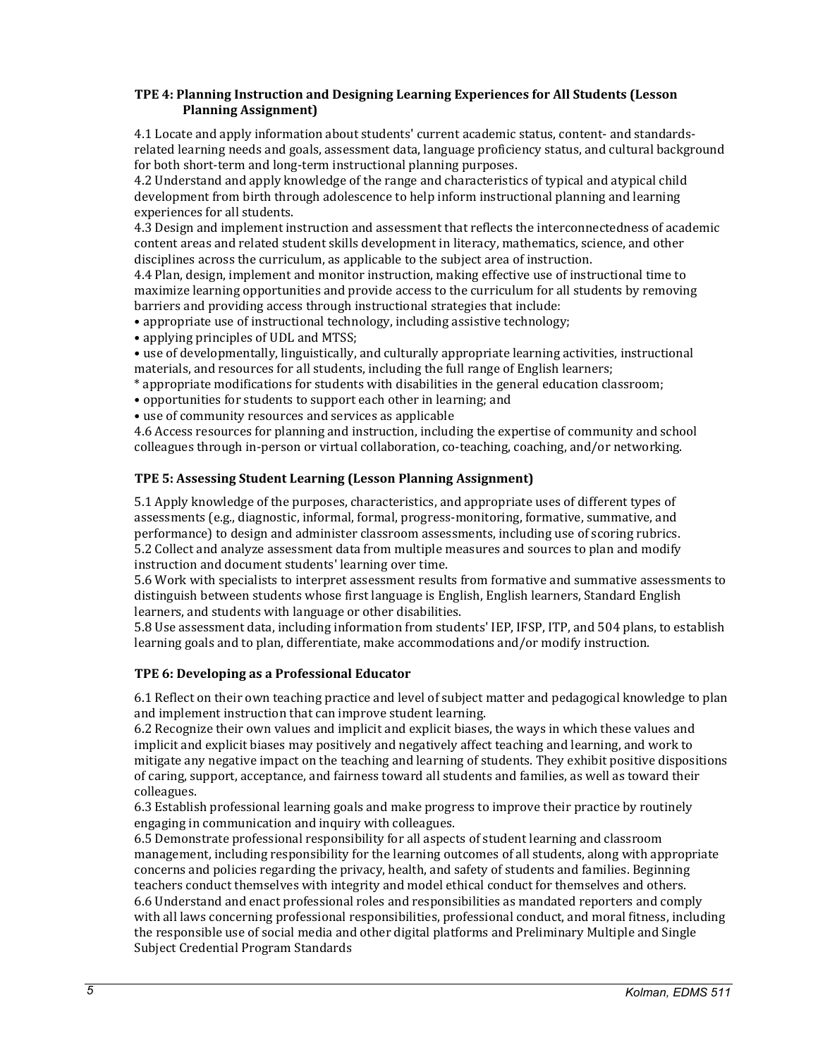### TPE 4: Planning Instruction and Designing Learning Experiences for All Students (Lesson Planning Assignment)

4.1 Locate and apply information about students' current academic status, content- and standards-related learning needs and goals, assessment data, language proficiency status, and cultural background for both short-term and long-term instructional planning purposes.
4.2 Understand and apply knowledge of the range and characteristics of typical and atypical child development from birth through adolescence to help inform instructional planning and learning experiences for all students.
4.3 Design and implement instruction and assessment that reflects the interconnectedness of academic content areas and related student skills development in literacy, mathematics, science, and other disciplines across the curriculum, as applicable to the subject area of instruction.
4.4 Plan, design, implement and monitor instruction, making effective use of instructional time to maximize learning opportunities and provide access to the curriculum for all students by removing barriers and providing access through instructional strategies that include:
• appropriate use of instructional technology, including assistive technology;
• applying principles of UDL and MTSS;
• use of developmentally, linguistically, and culturally appropriate learning activities, instructional materials, and resources for all students, including the full range of English learners;
* appropriate modifications for students with disabilities in the general education classroom;
• opportunities for students to support each other in learning; and
• use of community resources and services as applicable
4.6 Access resources for planning and instruction, including the expertise of community and school colleagues through in-person or virtual collaboration, co-teaching, coaching, and/or networking.

### TPE 5: Assessing Student Learning (Lesson Planning Assignment)

5.1 Apply knowledge of the purposes, characteristics, and appropriate uses of different types of assessments (e.g., diagnostic, informal, formal, progress-monitoring, formative, summative, and performance) to design and administer classroom assessments, including use of scoring rubrics.
5.2 Collect and analyze assessment data from multiple measures and sources to plan and modify instruction and document students' learning over time.
5.6 Work with specialists to interpret assessment results from formative and summative assessments to distinguish between students whose first language is English, English learners, Standard English learners, and students with language or other disabilities.
5.8 Use assessment data, including information from students' IEP, IFSP, ITP, and 504 plans, to establish learning goals and to plan, differentiate, make accommodations and/or modify instruction.

### TPE 6: Developing as a Professional Educator

6.1 Reflect on their own teaching practice and level of subject matter and pedagogical knowledge to plan and implement instruction that can improve student learning.
6.2 Recognize their own values and implicit and explicit biases, the ways in which these values and implicit and explicit biases may positively and negatively affect teaching and learning, and work to mitigate any negative impact on the teaching and learning of students. They exhibit positive dispositions of caring, support, acceptance, and fairness toward all students and families, as well as toward their colleagues.
6.3 Establish professional learning goals and make progress to improve their practice by routinely engaging in communication and inquiry with colleagues.
6.5 Demonstrate professional responsibility for all aspects of student learning and classroom management, including responsibility for the learning outcomes of all students, along with appropriate concerns and policies regarding the privacy, health, and safety of students and families. Beginning teachers conduct themselves with integrity and model ethical conduct for themselves and others.
6.6 Understand and enact professional roles and responsibilities as mandated reporters and comply with all laws concerning professional responsibilities, professional conduct, and moral fitness, including the responsible use of social media and other digital platforms and Preliminary Multiple and Single Subject Credential Program Standards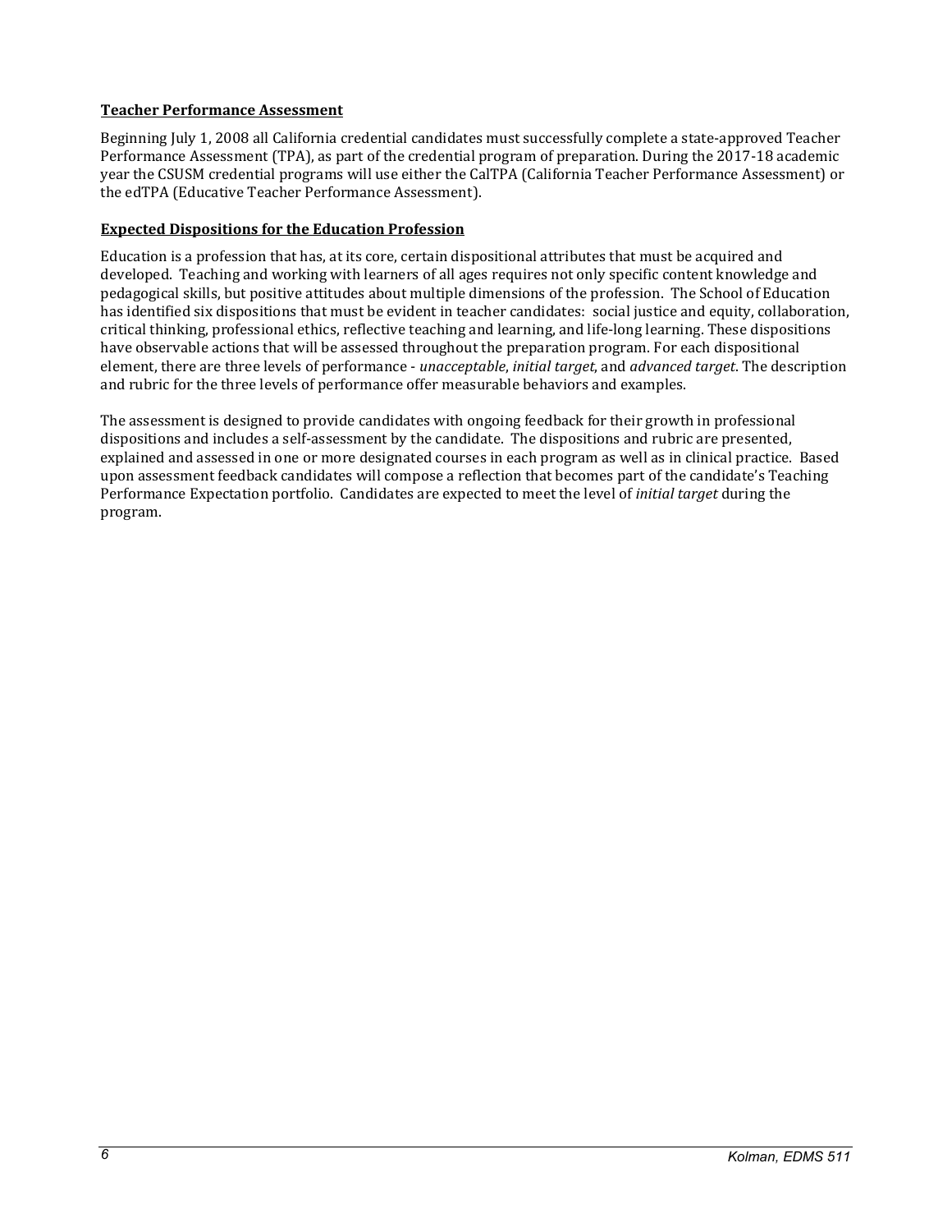**Teacher Performance Assessment**

Beginning July 1, 2008 all California credential candidates must successfully complete a state-approved Teacher Performance Assessment (TPA), as part of the credential program of preparation. During the 2017-18 academic year the CSUSM credential programs will use either the CalTPA (California Teacher Performance Assessment) or the edTPA (Educative Teacher Performance Assessment).

**Expected Dispositions for the Education Profession**

Education is a profession that has, at its core, certain dispositional attributes that must be acquired and developed. Teaching and working with learners of all ages requires not only specific content knowledge and pedagogical skills, but positive attitudes about multiple dimensions of the profession. The School of Education has identified six dispositions that must be evident in teacher candidates: social justice and equity, collaboration, critical thinking, professional ethics, reflective teaching and learning, and life-long learning. These dispositions have observable actions that will be assessed throughout the preparation program. For each dispositional element, there are three levels of performance - *unacceptable*, *initial target*, and *advanced target*. The description and rubric for the three levels of performance offer measurable behaviors and examples.

The assessment is designed to provide candidates with ongoing feedback for their growth in professional dispositions and includes a self-assessment by the candidate. The dispositions and rubric are presented, explained and assessed in one or more designated courses in each program as well as in clinical practice. Based upon assessment feedback candidates will compose a reflection that becomes part of the candidate's Teaching Performance Expectation portfolio. Candidates are expected to meet the level of *initial target* during the program.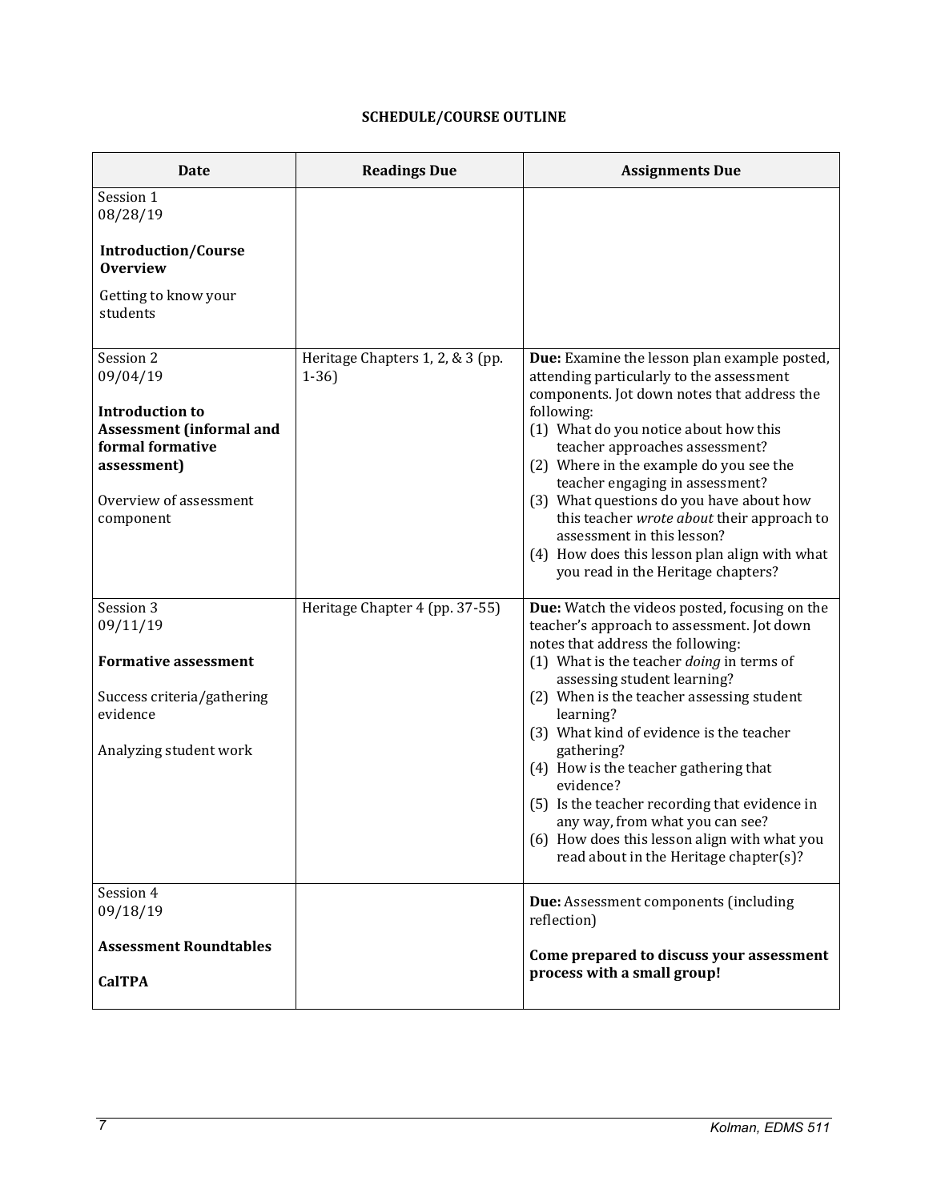## SCHEDULE/COURSE OUTLINE

| Date | Readings Due | Assignments Due |
|---|---|---|
| Session 1<br>08/28/19<br><br>**Introduction/Course Overview**<br><br>Getting to know your students | | |
| Session 2<br>09/04/19<br><br>**Introduction to Assessment (informal and formal formative assessment)**<br><br>Overview of assessment component | Heritage Chapters 1, 2, & 3 (pp. 1-36) | **Due:** Examine the lesson plan example posted, attending particularly to the assessment components. Jot down notes that address the following:<br>(1) What do you notice about how this teacher approaches assessment?<br>(2) Where in the example do you see the teacher engaging in assessment?<br>(3) What questions do you have about how this teacher *wrote about* their approach to assessment in this lesson?<br>(4) How does this lesson plan align with what you read in the Heritage chapters? |
| Session 3<br>09/11/19<br><br>**Formative assessment**<br><br>Success criteria/gathering evidence<br><br>Analyzing student work | Heritage Chapter 4 (pp. 37-55) | **Due:** Watch the videos posted, focusing on the teacher's approach to assessment. Jot down notes that address the following:<br>(1) What is the teacher *doing* in terms of assessing student learning?<br>(2) When is the teacher assessing student learning?<br>(3) What kind of evidence is the teacher gathering?<br>(4) How is the teacher gathering that evidence?<br>(5) Is the teacher recording that evidence in any way, from what you can see?<br>(6) How does this lesson align with what you read about in the Heritage chapter(s)? |
| Session 4<br>09/18/19<br><br>**Assessment Roundtables**<br><br>**CalTPA** | | **Due:** Assessment components (including reflection)<br><br>**Come prepared to discuss your assessment process with a small group!** |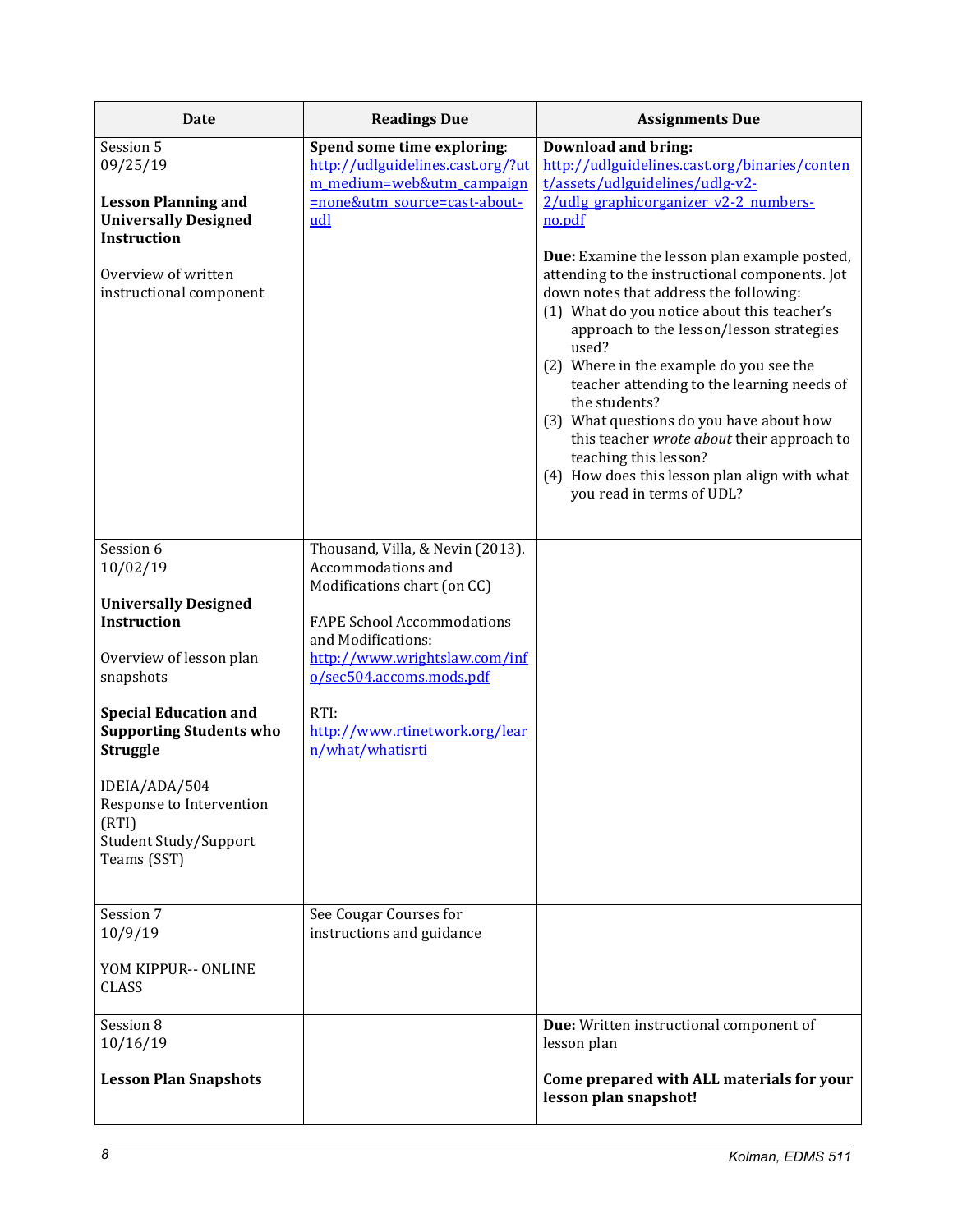| Date | Readings Due | Assignments Due |
|---|---|---|
| Session 5<br>09/25/19<br><br>**Lesson Planning and Universally Designed Instruction**<br><br>Overview of written instructional component | **Spend some time exploring**: http://udlguidelines.cast.org/?utm_medium=web&utm_campaign=none&utm_source=cast-about-udl | **Download and bring:** http://udlguidelines.cast.org/binaries/content/assets/udlguidelines/udlg-v2-2/udlg_graphicorganizer_v2-2_numbers-no.pdf<br><br>**Due:** Examine the lesson plan example posted, attending to the instructional components. Jot down notes that address the following:<br>(1) What do you notice about this teacher's approach to the lesson/lesson strategies used?<br>(2) Where in the example do you see the teacher attending to the learning needs of the students?<br>(3) What questions do you have about how this teacher *wrote about* their approach to teaching this lesson?<br>(4) How does this lesson plan align with what you read in terms of UDL? |
| Session 6<br>10/02/19<br><br>**Universally Designed Instruction**<br><br>Overview of lesson plan snapshots<br><br>**Special Education and Supporting Students who Struggle**<br><br>IDEIA/ADA/504<br>Response to Intervention (RTI)<br>Student Study/Support Teams (SST) | Thousand, Villa, & Nevin (2013). Accommodations and Modifications chart (on CC)<br><br>FAPE School Accommodations and Modifications: http://www.wrightslaw.com/info/sec504.accoms.mods.pdf<br><br>RTI: http://www.rtinetwork.org/learn/what/whatisrti | |
| Session 7<br>10/9/19<br><br>YOM KIPPUR-- ONLINE CLASS | See Cougar Courses for instructions and guidance | |
| Session 8<br>10/16/19<br><br>**Lesson Plan Snapshots** | | **Due:** Written instructional component of lesson plan<br><br>**Come prepared with ALL materials for your lesson plan snapshot!** |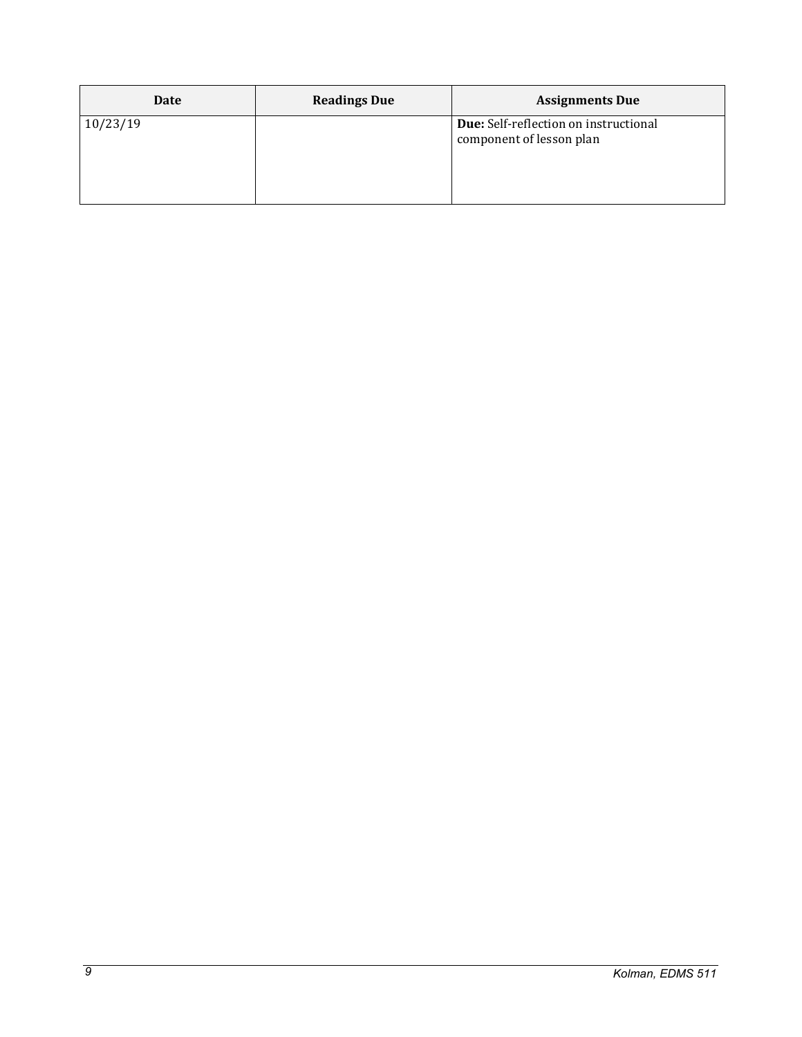| Date | Readings Due | Assignments Due |
| --- | --- | --- |
| 10/23/19 | | **Due:** Self-reflection on instructional component of lesson plan |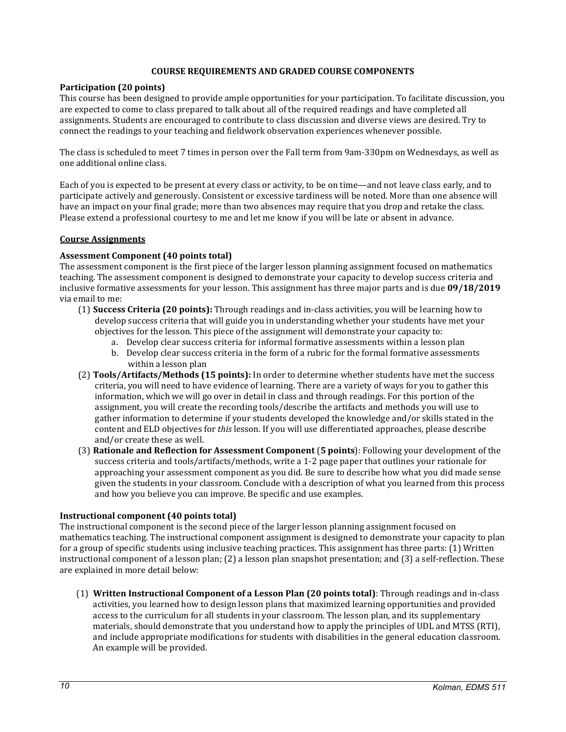## COURSE REQUIREMENTS AND GRADED COURSE COMPONENTS

**Participation (20 points)**

This course has been designed to provide ample opportunities for your participation. To facilitate discussion, you are expected to come to class prepared to talk about all of the required readings and have completed all assignments. Students are encouraged to contribute to class discussion and diverse views are desired. Try to connect the readings to your teaching and fieldwork observation experiences whenever possible.

The class is scheduled to meet 7 times in person over the Fall term from 9am-330pm on Wednesdays, as well as one additional online class.

Each of you is expected to be present at every class or activity, to be on time—and not leave class early, and to participate actively and generously. Consistent or excessive tardiness will be noted. More than one absence will have an impact on your final grade; more than two absences may require that you drop and retake the class. Please extend a professional courtesy to me and let me know if you will be late or absent in advance.

### Course Assignments

**Assessment Component (40 points total)**

The assessment component is the first piece of the larger lesson planning assignment focused on mathematics teaching. The assessment component is designed to demonstrate your capacity to develop success criteria and inclusive formative assessments for your lesson. This assignment has three major parts and is due **09/18/2019** via email to me:

(1) **Success Criteria (20 points):** Through readings and in-class activities, you will be learning how to develop success criteria that will guide you in understanding whether your students have met your objectives for the lesson. This piece of the assignment will demonstrate your capacity to:
   a. Develop clear success criteria for informal formative assessments within a lesson plan
   b. Develop clear success criteria in the form of a rubric for the formal formative assessments within a lesson plan

(2) **Tools/Artifacts/Methods (15 points):** In order to determine whether students have met the success criteria, you will need to have evidence of learning. There are a variety of ways for you to gather this information, which we will go over in detail in class and through readings. For this portion of the assignment, you will create the recording tools/describe the artifacts and methods you will use to gather information to determine if your students developed the knowledge and/or skills stated in the content and ELD objectives for *this* lesson. If you will use differentiated approaches, please describe and/or create these as well.

(3) **Rationale and Reflection for Assessment Component** (**5 points**): Following your development of the success criteria and tools/artifacts/methods, write a 1-2 page paper that outlines your rationale for approaching your assessment component as you did. Be sure to describe how what you did made sense given the students in your classroom. Conclude with a description of what you learned from this process and how you believe you can improve. Be specific and use examples.

**Instructional component (40 points total)**

The instructional component is the second piece of the larger lesson planning assignment focused on mathematics teaching. The instructional component assignment is designed to demonstrate your capacity to plan for a group of specific students using inclusive teaching practices. This assignment has three parts: (1) Written instructional component of a lesson plan; (2) a lesson plan snapshot presentation; and (3) a self-reflection. These are explained in more detail below:

(1) **Written Instructional Component of a Lesson Plan (20 points total)**: Through readings and in-class activities, you learned how to design lesson plans that maximized learning opportunities and provided access to the curriculum for all students in your classroom. The lesson plan, and its supplementary materials, should demonstrate that you understand how to apply the principles of UDL and MTSS (RTI), and include appropriate modifications for students with disabilities in the general education classroom. An example will be provided.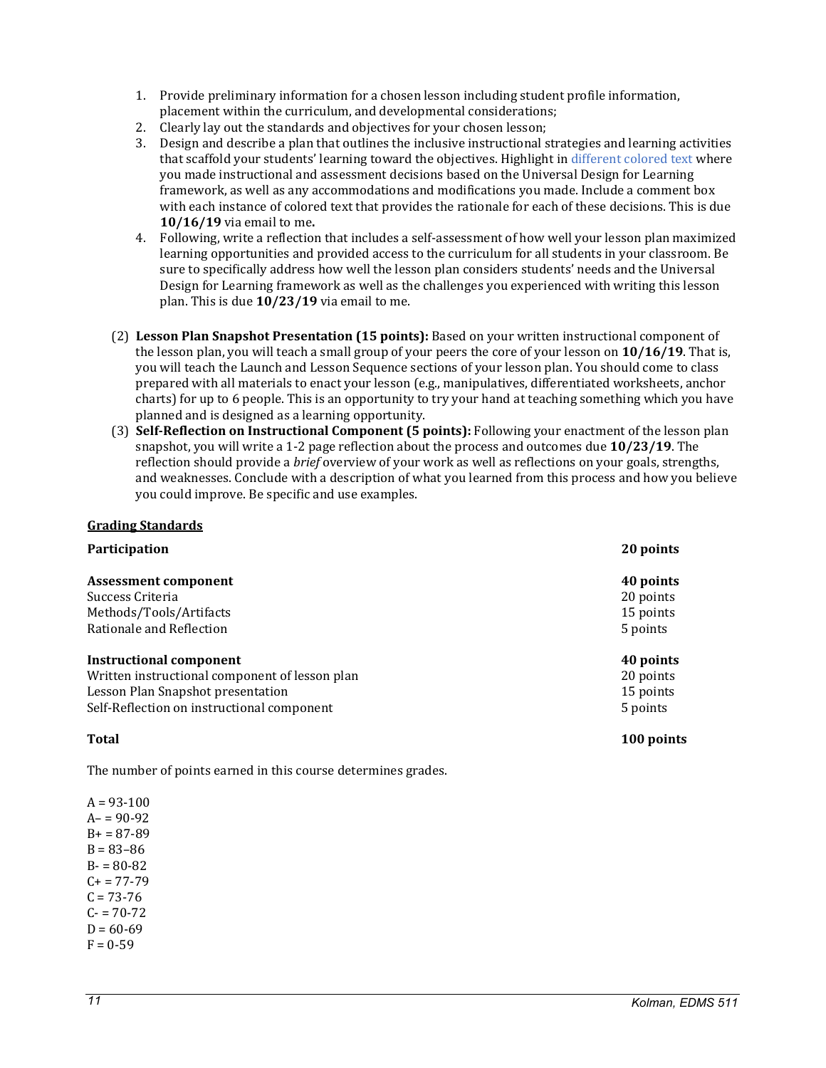1. Provide preliminary information for a chosen lesson including student profile information, placement within the curriculum, and developmental considerations;
2. Clearly lay out the standards and objectives for your chosen lesson;
3. Design and describe a plan that outlines the inclusive instructional strategies and learning activities that scaffold your students' learning toward the objectives. Highlight in different colored text where you made instructional and assessment decisions based on the Universal Design for Learning framework, as well as any accommodations and modifications you made. Include a comment box with each instance of colored text that provides the rationale for each of these decisions. This is due **10/16/19** via email to me**.**
4. Following, write a reflection that includes a self-assessment of how well your lesson plan maximized learning opportunities and provided access to the curriculum for all students in your classroom. Be sure to specifically address how well the lesson plan considers students' needs and the Universal Design for Learning framework as well as the challenges you experienced with writing this lesson plan. This is due **10/23/19** via email to me.

(2) **Lesson Plan Snapshot Presentation (15 points):** Based on your written instructional component of the lesson plan, you will teach a small group of your peers the core of your lesson on **10/16/19**. That is, you will teach the Launch and Lesson Sequence sections of your lesson plan. You should come to class prepared with all materials to enact your lesson (e.g., manipulatives, differentiated worksheets, anchor charts) for up to 6 people. This is an opportunity to try your hand at teaching something which you have planned and is designed as a learning opportunity.

(3) **Self-Reflection on Instructional Component (5 points):** Following your enactment of the lesson plan snapshot, you will write a 1-2 page reflection about the process and outcomes due **10/23/19**. The reflection should provide a *brief* overview of your work as well as reflections on your goals, strengths, and weaknesses. Conclude with a description of what you learned from this process and how you believe you could improve. Be specific and use examples.

**<u>Grading Standards</u>**

| | |
|---|---|
| **Participation** | **20 points** |
| | |
| **Assessment component** | **40 points** |
| Success Criteria | 20 points |
| Methods/Tools/Artifacts | 15 points |
| Rationale and Reflection | 5 points |
| | |
| **Instructional component** | **40 points** |
| Written instructional component of lesson plan | 20 points |
| Lesson Plan Snapshot presentation | 15 points |
| Self-Reflection on instructional component | 5 points |
| | |
| **Total** | **100 points** |

The number of points earned in this course determines grades.

A = 93-100
A– = 90-92
B+ = 87-89
B = 83–86
B- = 80-82
C+ = 77-79
C = 73-76
C- = 70-72
D = 60-69
F = 0-59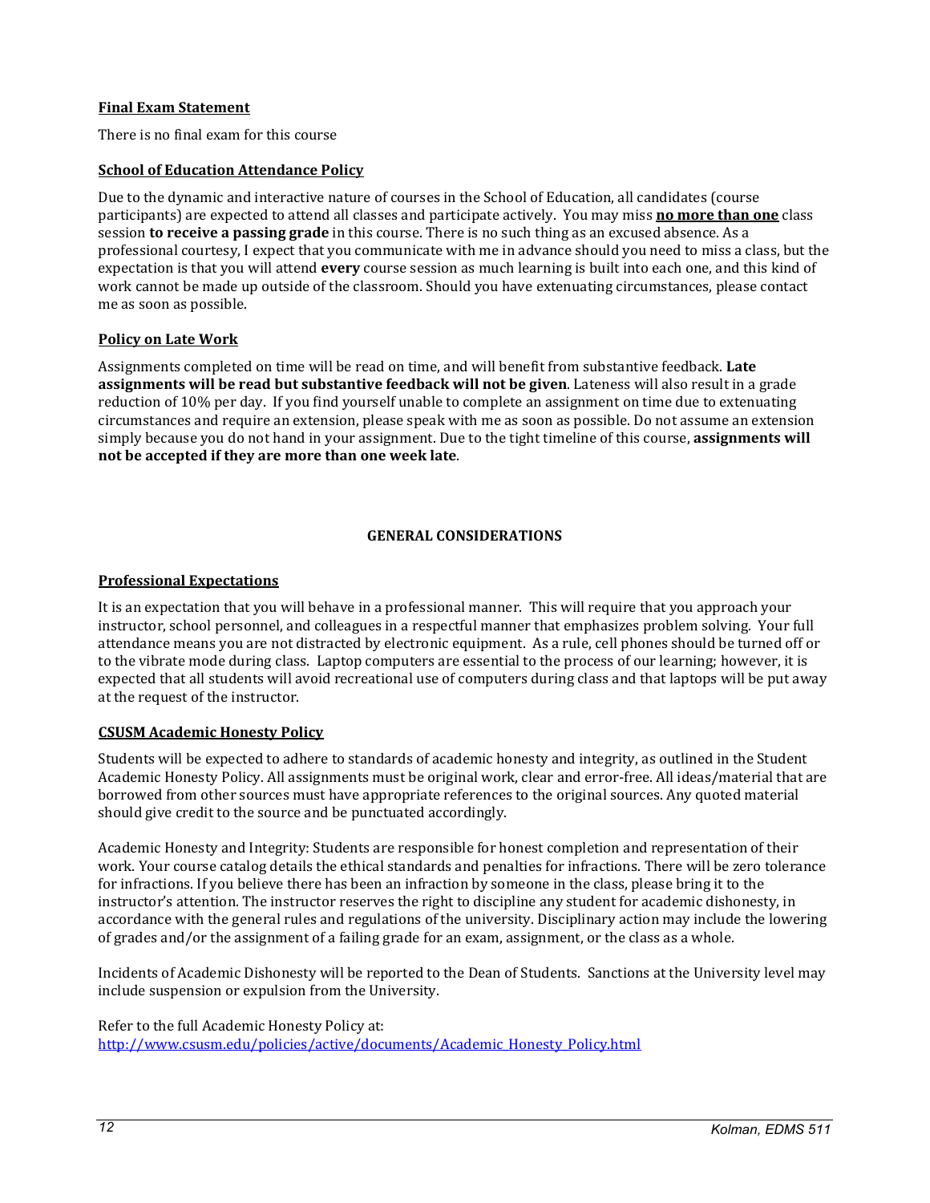**Final Exam Statement**

There is no final exam for this course

**School of Education Attendance Policy**

Due to the dynamic and interactive nature of courses in the School of Education, all candidates (course participants) are expected to attend all classes and participate actively. You may miss **no more than one** class session **to receive a passing grade** in this course. There is no such thing as an excused absence. As a professional courtesy, I expect that you communicate with me in advance should you need to miss a class, but the expectation is that you will attend **every** course session as much learning is built into each one, and this kind of work cannot be made up outside of the classroom. Should you have extenuating circumstances, please contact me as soon as possible.

**Policy on Late Work**

Assignments completed on time will be read on time, and will benefit from substantive feedback. **Late assignments will be read but substantive feedback will not be given**. Lateness will also result in a grade reduction of 10% per day. If you find yourself unable to complete an assignment on time due to extenuating circumstances and require an extension, please speak with me as soon as possible. Do not assume an extension simply because you do not hand in your assignment. Due to the tight timeline of this course, **assignments will not be accepted if they are more than one week late**.

## GENERAL CONSIDERATIONS

**Professional Expectations**

It is an expectation that you will behave in a professional manner. This will require that you approach your instructor, school personnel, and colleagues in a respectful manner that emphasizes problem solving. Your full attendance means you are not distracted by electronic equipment. As a rule, cell phones should be turned off or to the vibrate mode during class. Laptop computers are essential to the process of our learning; however, it is expected that all students will avoid recreational use of computers during class and that laptops will be put away at the request of the instructor.

**CSUSM Academic Honesty Policy**

Students will be expected to adhere to standards of academic honesty and integrity, as outlined in the Student Academic Honesty Policy. All assignments must be original work, clear and error-free. All ideas/material that are borrowed from other sources must have appropriate references to the original sources. Any quoted material should give credit to the source and be punctuated accordingly.

Academic Honesty and Integrity: Students are responsible for honest completion and representation of their work. Your course catalog details the ethical standards and penalties for infractions. There will be zero tolerance for infractions. If you believe there has been an infraction by someone in the class, please bring it to the instructor's attention. The instructor reserves the right to discipline any student for academic dishonesty, in accordance with the general rules and regulations of the university. Disciplinary action may include the lowering of grades and/or the assignment of a failing grade for an exam, assignment, or the class as a whole.

Incidents of Academic Dishonesty will be reported to the Dean of Students. Sanctions at the University level may include suspension or expulsion from the University.

Refer to the full Academic Honesty Policy at:
http://www.csusm.edu/policies/active/documents/Academic_Honesty_Policy.html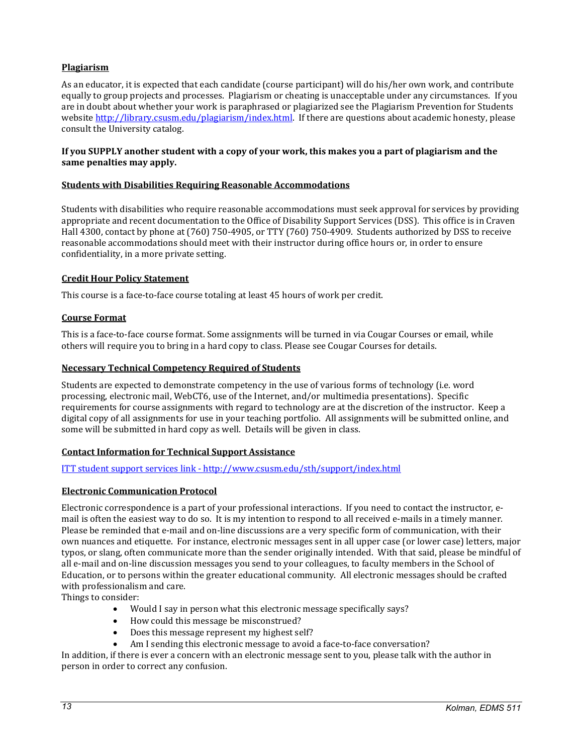## Plagiarism

As an educator, it is expected that each candidate (course participant) will do his/her own work, and contribute equally to group projects and processes. Plagiarism or cheating is unacceptable under any circumstances. If you are in doubt about whether your work is paraphrased or plagiarized see the Plagiarism Prevention for Students website http://library.csusm.edu/plagiarism/index.html. If there are questions about academic honesty, please consult the University catalog.

**If you SUPPLY another student with a copy of your work, this makes you a part of plagiarism and the same penalties may apply.**

## Students with Disabilities Requiring Reasonable Accommodations

Students with disabilities who require reasonable accommodations must seek approval for services by providing appropriate and recent documentation to the Office of Disability Support Services (DSS). This office is in Craven Hall 4300, contact by phone at (760) 750-4905, or TTY (760) 750-4909. Students authorized by DSS to receive reasonable accommodations should meet with their instructor during office hours or, in order to ensure confidentiality, in a more private setting.

## Credit Hour Policy Statement

This course is a face-to-face course totaling at least 45 hours of work per credit.

## Course Format

This is a face-to-face course format. Some assignments will be turned in via Cougar Courses or email, while others will require you to bring in a hard copy to class. Please see Cougar Courses for details.

## Necessary Technical Competency Required of Students

Students are expected to demonstrate competency in the use of various forms of technology (i.e. word processing, electronic mail, WebCT6, use of the Internet, and/or multimedia presentations). Specific requirements for course assignments with regard to technology are at the discretion of the instructor. Keep a digital copy of all assignments for use in your teaching portfolio. All assignments will be submitted online, and some will be submitted in hard copy as well. Details will be given in class.

## Contact Information for Technical Support Assistance

ITT student support services link - http://www.csusm.edu/sth/support/index.html

## Electronic Communication Protocol

Electronic correspondence is a part of your professional interactions. If you need to contact the instructor, e-mail is often the easiest way to do so. It is my intention to respond to all received e-mails in a timely manner. Please be reminded that e-mail and on-line discussions are a very specific form of communication, with their own nuances and etiquette. For instance, electronic messages sent in all upper case (or lower case) letters, major typos, or slang, often communicate more than the sender originally intended. With that said, please be mindful of all e-mail and on-line discussion messages you send to your colleagues, to faculty members in the School of Education, or to persons within the greater educational community. All electronic messages should be crafted with professionalism and care.

Things to consider:

- Would I say in person what this electronic message specifically says?
- How could this message be misconstrued?
- Does this message represent my highest self?
- Am I sending this electronic message to avoid a face-to-face conversation?

In addition, if there is ever a concern with an electronic message sent to you, please talk with the author in person in order to correct any confusion.